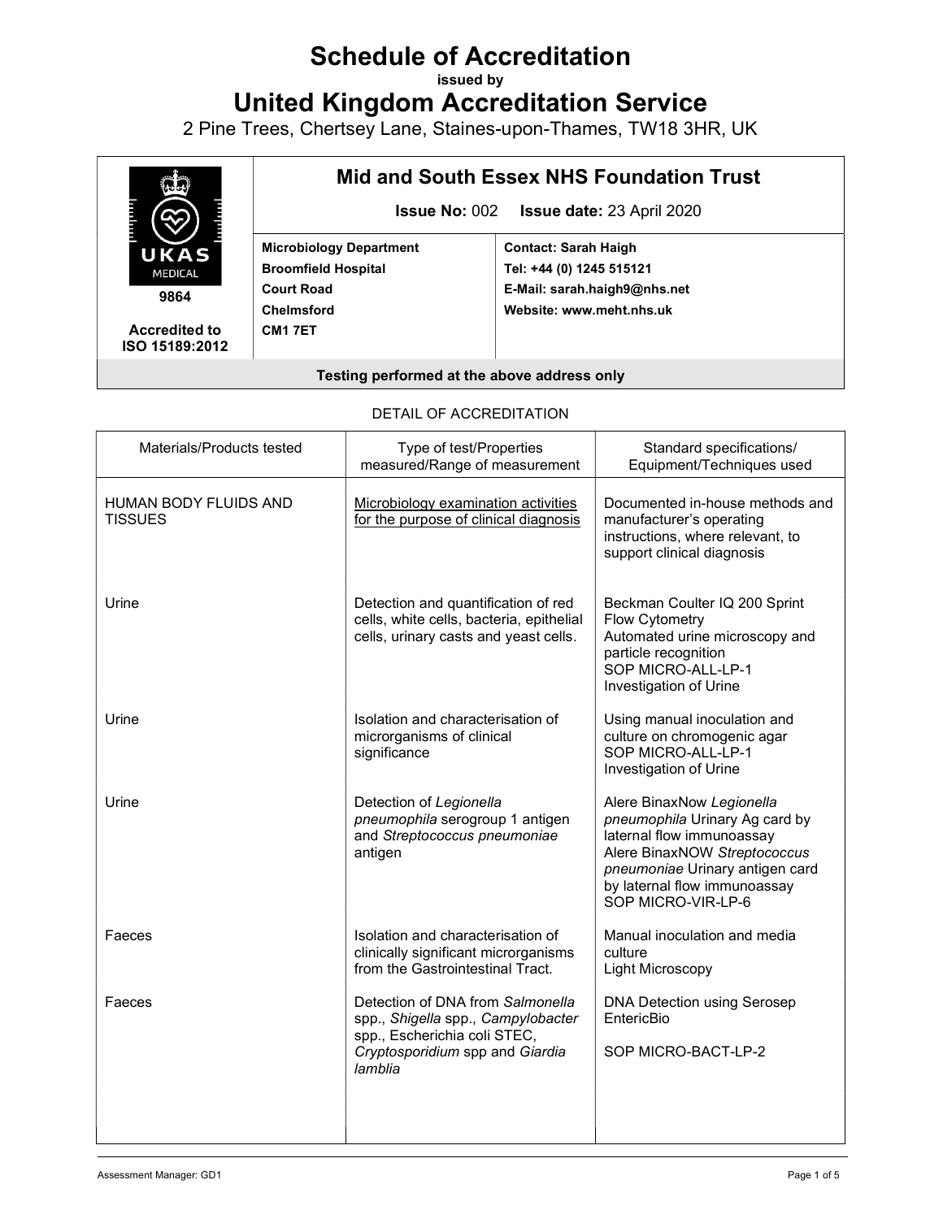# Schedule of Accreditation

issued by

# United Kingdom Accreditation Service

2 Pine Trees, Chertsey Lane, Staines-upon-Thames, TW18 3HR, UK

| UKAS MEDICAL 9864 Accredited to ISO 15189:2012 | **Mid and South Essex NHS Foundation Trust** **Issue No:** 002 **Issue date:** 23 April 2020 | |
|---|---|---|
| | **Microbiology Department** **Broomfield Hospital** **Court Road** **Chelmsford** **CM1 7ET** | **Contact: Sarah Haigh** **Tel: +44 (0) 1245 515121** **E-Mail: sarah.haigh9@nhs.net** **Website: www.meht.nhs.uk** |
| **Testing performed at the above address only** | | |

DETAIL OF ACCREDITATION

| Materials/Products tested | Type of test/Properties measured/Range of measurement | Standard specifications/ Equipment/Techniques used |
|---|---|---|
| HUMAN BODY FLUIDS AND TISSUES | Microbiology examination activities for the purpose of clinical diagnosis | Documented in-house methods and manufacturer's operating instructions, where relevant, to support clinical diagnosis |
| Urine | Detection and quantification of red cells, white cells, bacteria, epithelial cells, urinary casts and yeast cells. | Beckman Coulter IQ 200 Sprint Flow Cytometry<br>Automated urine microscopy and particle recognition<br>SOP MICRO-ALL-LP-1 Investigation of Urine |
| Urine | Isolation and characterisation of microrganisms of clinical significance | Using manual inoculation and culture on chromogenic agar<br>SOP MICRO-ALL-LP-1 Investigation of Urine |
| Urine | Detection of *Legionella pneumophila* serogroup 1 antigen and *Streptococcus pneumoniae* antigen | Alere BinaxNow *Legionella pneumophila* Urinary Ag card by laternal flow immunoassay<br>Alere BinaxNOW *Streptococcus pneumoniae* Urinary antigen card by laternal flow immunoassay<br>SOP MICRO-VIR-LP-6 |
| Faeces | Isolation and characterisation of clinically significant microorganisms from the Gastrointestinal Tract. | Manual inoculation and media culture<br>Light Microscopy |
| Faeces | Detection of DNA from *Salmonella* spp., *Shigella* spp., *Campylobacter* spp., Escherichia coli STEC, *Cryptosporidium* spp and *Giardia lamblia* | DNA Detection using Serosep EntericBio<br><br>SOP MICRO-BACT-LP-2 |

Assessment Manager: GD1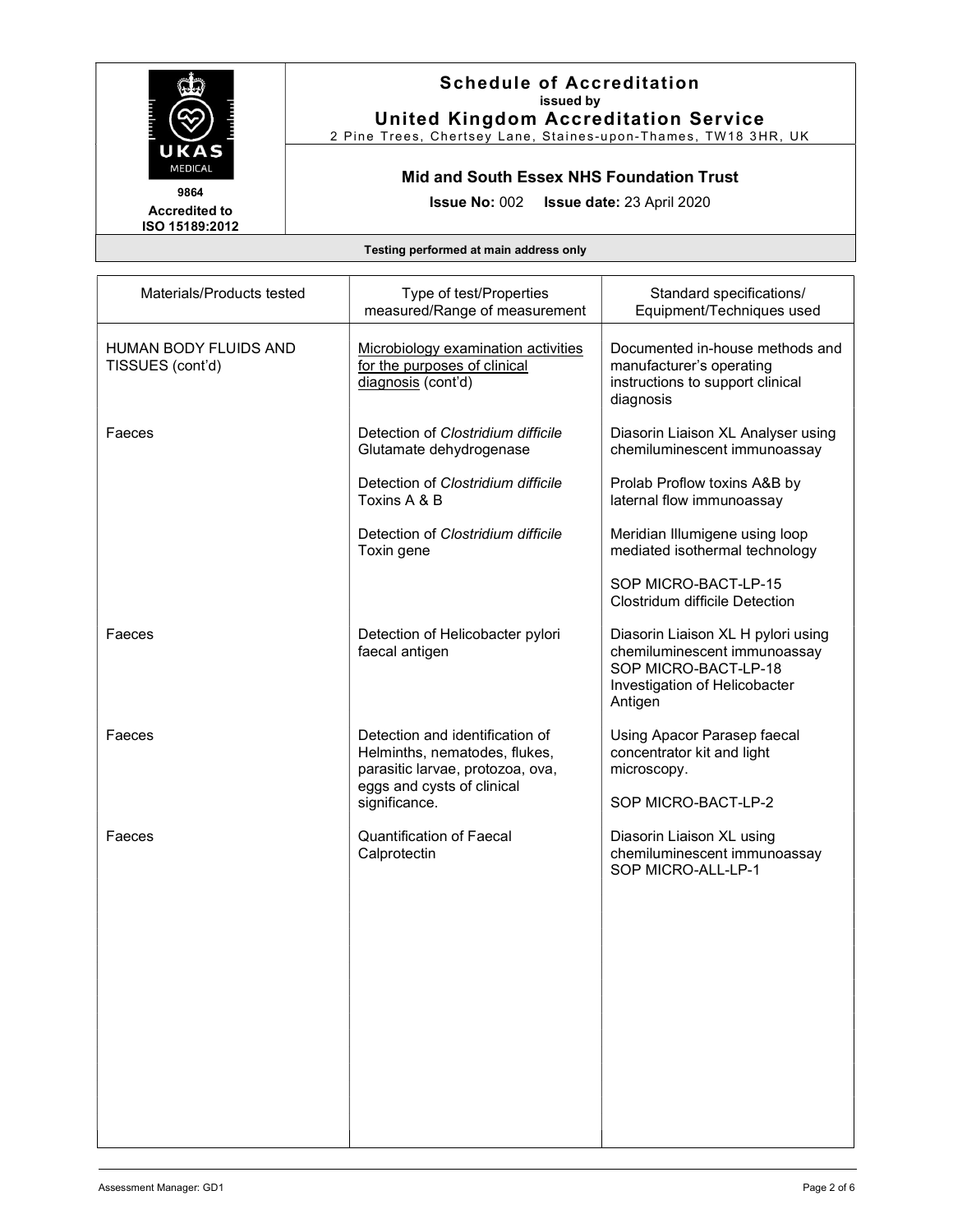# Schedule of Accreditation
**issued by**
**United Kingdom Accreditation Service**
2 Pine Trees, Chertsey Lane, Staines-upon-Thames, TW18 3HR, UK

9864
**Accredited to ISO 15189:2012**

**Mid and South Essex NHS Foundation Trust**

**Issue No:** 002 **Issue date:** 23 April 2020

**Testing performed at main address only**

| Materials/Products tested | Type of test/Properties measured/Range of measurement | Standard specifications/ Equipment/Techniques used |
|---|---|---|
| HUMAN BODY FLUIDS AND TISSUES (cont'd) | Microbiology examination activities for the purposes of clinical diagnosis (cont'd) | Documented in-house methods and manufacturer's operating instructions to support clinical diagnosis |
| Faeces | Detection of *Clostridium difficile* Glutamate dehydrogenase | Diasorin Liaison XL Analyser using chemiluminescent immunoassay |
| | Detection of *Clostridium difficile* Toxins A & B | Prolab Proflow toxins A&B by laternal flow immunoassay |
| | Detection of *Clostridium difficile* Toxin gene | Meridian Illumigene using loop mediated isothermal technology |
| | | SOP MICRO-BACT-LP-15 Clostridum difficile Detection |
| Faeces | Detection of Helicobacter pylori faecal antigen | Diasorin Liaison XL H pylori using chemiluminescent immunoassay SOP MICRO-BACT-LP-18 Investigation of Helicobacter Antigen |
| Faeces | Detection and identification of Helminths, nematodes, flukes, parasitic larvae, protozoa, ova, eggs and cysts of clinical significance. | Using Apacor Parasep faecal concentrator kit and light microscopy. SOP MICRO-BACT-LP-2 |
| Faeces | Quantification of Faecal Calprotectin | Diasorin Liaison XL using chemiluminescent immunoassay SOP MICRO-ALL-LP-1 |

Assessment Manager: GD1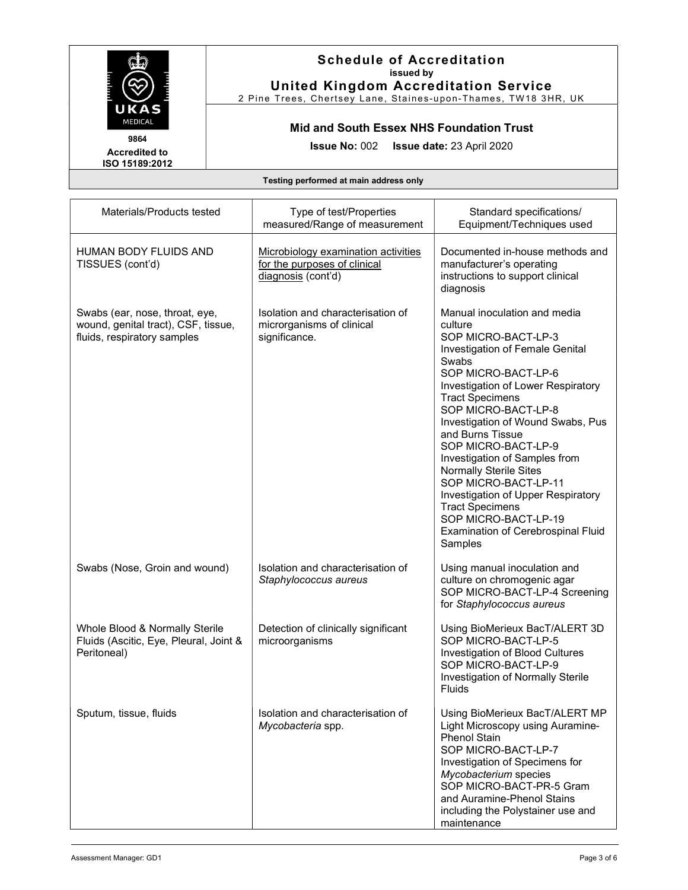**Schedule of Accreditation**
issued by
**United Kingdom Accreditation Service**
2 Pine Trees, Chertsey Lane, Staines-upon-Thames, TW18 3HR, UK

9864
Accredited to ISO 15189:2012

**Mid and South Essex NHS Foundation Trust**

**Issue No:** 002 **Issue date:** 23 April 2020

**Testing performed at main address only**

| Materials/Products tested | Type of test/Properties measured/Range of measurement | Standard specifications/ Equipment/Techniques used |
|---|---|---|
| HUMAN BODY FLUIDS AND TISSUES (cont'd) | Microbiology examination activities for the purposes of clinical diagnosis (cont'd) | Documented in-house methods and manufacturer's operating instructions to support clinical diagnosis |
| Swabs (ear, nose, throat, eye, wound, genital tract), CSF, tissue, fluids, respiratory samples | Isolation and characterisation of microrganisms of clinical significance. | Manual inoculation and media culture<br>SOP MICRO-BACT-LP-3 Investigation of Female Genital Swabs<br>SOP MICRO-BACT-LP-6 Investigation of Lower Respiratory Tract Specimens<br>SOP MICRO-BACT-LP-8 Investigation of Wound Swabs, Pus and Burns Tissue<br>SOP MICRO-BACT-LP-9 Investigation of Samples from Normally Sterile Sites<br>SOP MICRO-BACT-LP-11 Investigation of Upper Respiratory Tract Specimens<br>SOP MICRO-BACT-LP-19 Examination of Cerebrospinal Fluid Samples |
| Swabs (Nose, Groin and wound) | Isolation and characterisation of *Staphylococcus aureus* | Using manual inoculation and culture on chromogenic agar<br>SOP MICRO-BACT-LP-4 Screening for *Staphylococcus aureus* |
| Whole Blood & Normally Sterile Fluids (Ascitic, Eye, Pleural, Joint & Peritoneal) | Detection of clinically significant microorganisms | Using BioMerieux BacT/ALERT 3D<br>SOP MICRO-BACT-LP-5 Investigation of Blood Cultures<br>SOP MICRO-BACT-LP-9 Investigation of Normally Sterile Fluids |
| Sputum, tissue, fluids | Isolation and characterisation of *Mycobacteria* spp. | Using BioMerieux BacT/ALERT MP<br>Light Microscopy using Auramine-Phenol Stain<br>SOP MICRO-BACT-LP-7 Investigation of Specimens for *Mycobacterium* species<br>SOP MICRO-BACT-PR-5 Gram and Auramine-Phenol Stains including the Polystainer use and maintenance |

Assessment Manager: GD1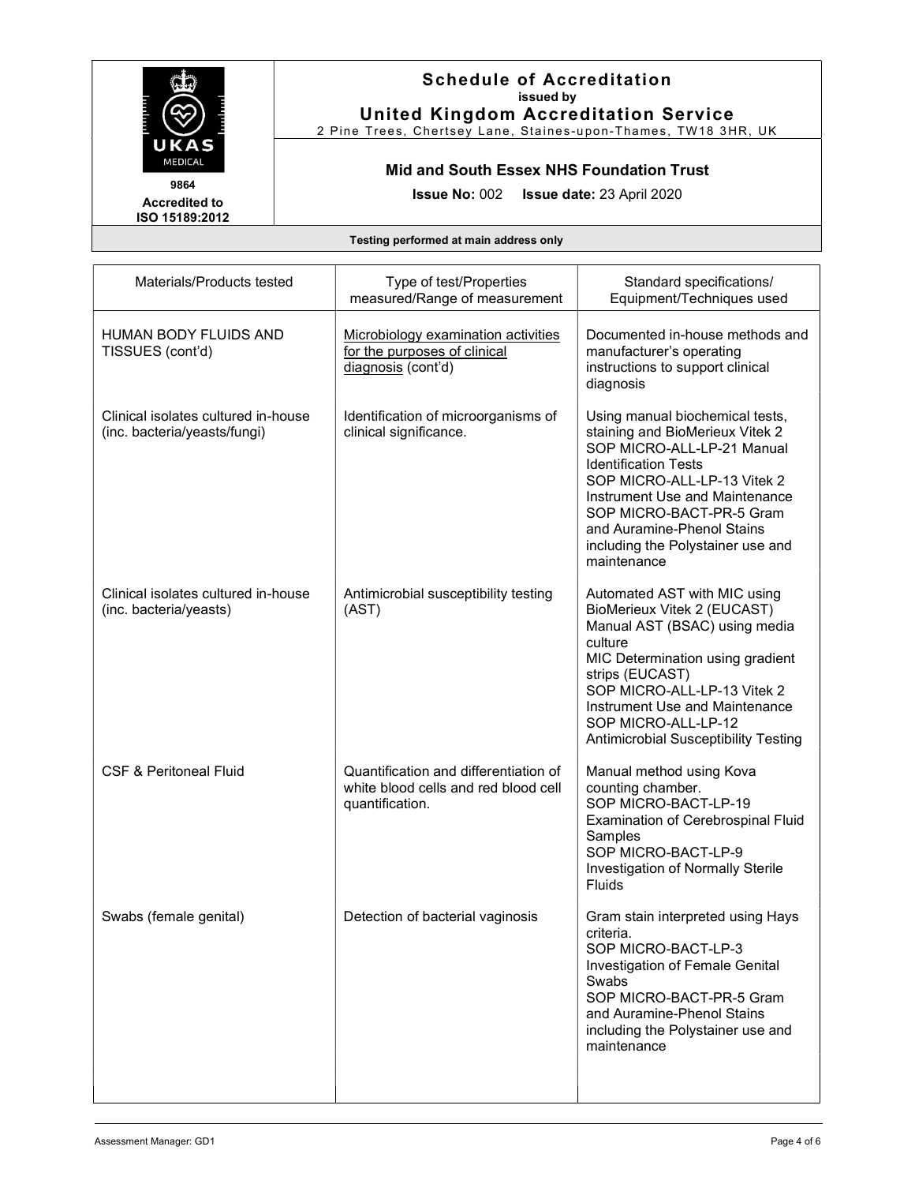# Schedule of Accreditation

issued by

**United Kingdom Accreditation Service**

2 Pine Trees, Chertsey Lane, Staines-upon-Thames, TW18 3HR, UK

9864

Accredited to ISO 15189:2012

**Mid and South Essex NHS Foundation Trust**

**Issue No:** 002 **Issue date:** 23 April 2020

**Testing performed at main address only**

| Materials/Products tested | Type of test/Properties measured/Range of measurement | Standard specifications/ Equipment/Techniques used |
|---|---|---|
| HUMAN BODY FLUIDS AND TISSUES (cont'd) | Microbiology examination activities for the purposes of clinical diagnosis (cont'd) | Documented in-house methods and manufacturer's operating instructions to support clinical diagnosis |
| Clinical isolates cultured in-house (inc. bacteria/yeasts/fungi) | Identification of microorganisms of clinical significance. | Using manual biochemical tests, staining and BioMerieux Vitek 2<br>SOP MICRO-ALL-LP-21 Manual Identification Tests<br>SOP MICRO-ALL-LP-13 Vitek 2 Instrument Use and Maintenance<br>SOP MICRO-BACT-PR-5 Gram and Auramine-Phenol Stains including the Polystainer use and maintenance |
| Clinical isolates cultured in-house (inc. bacteria/yeasts) | Antimicrobial susceptibility testing (AST) | Automated AST with MIC using BioMerieux Vitek 2 (EUCAST)<br>Manual AST (BSAC) using media culture<br>MIC Determination using gradient strips (EUCAST)<br>SOP MICRO-ALL-LP-13 Vitek 2 Instrument Use and Maintenance<br>SOP MICRO-ALL-LP-12 Antimicrobial Susceptibility Testing |
| CSF & Peritoneal Fluid | Quantification and differentiation of white blood cells and red blood cell quantification. | Manual method using Kova counting chamber.<br>SOP MICRO-BACT-LP-19 Examination of Cerebrospinal Fluid Samples<br>SOP MICRO-BACT-LP-9 Investigation of Normally Sterile Fluids |
| Swabs (female genital) | Detection of bacterial vaginosis | Gram stain interpreted using Hays criteria.<br>SOP MICRO-BACT-LP-3 Investigation of Female Genital Swabs<br>SOP MICRO-BACT-PR-5 Gram and Auramine-Phenol Stains including the Polystainer use and maintenance |

Assessment Manager: GD1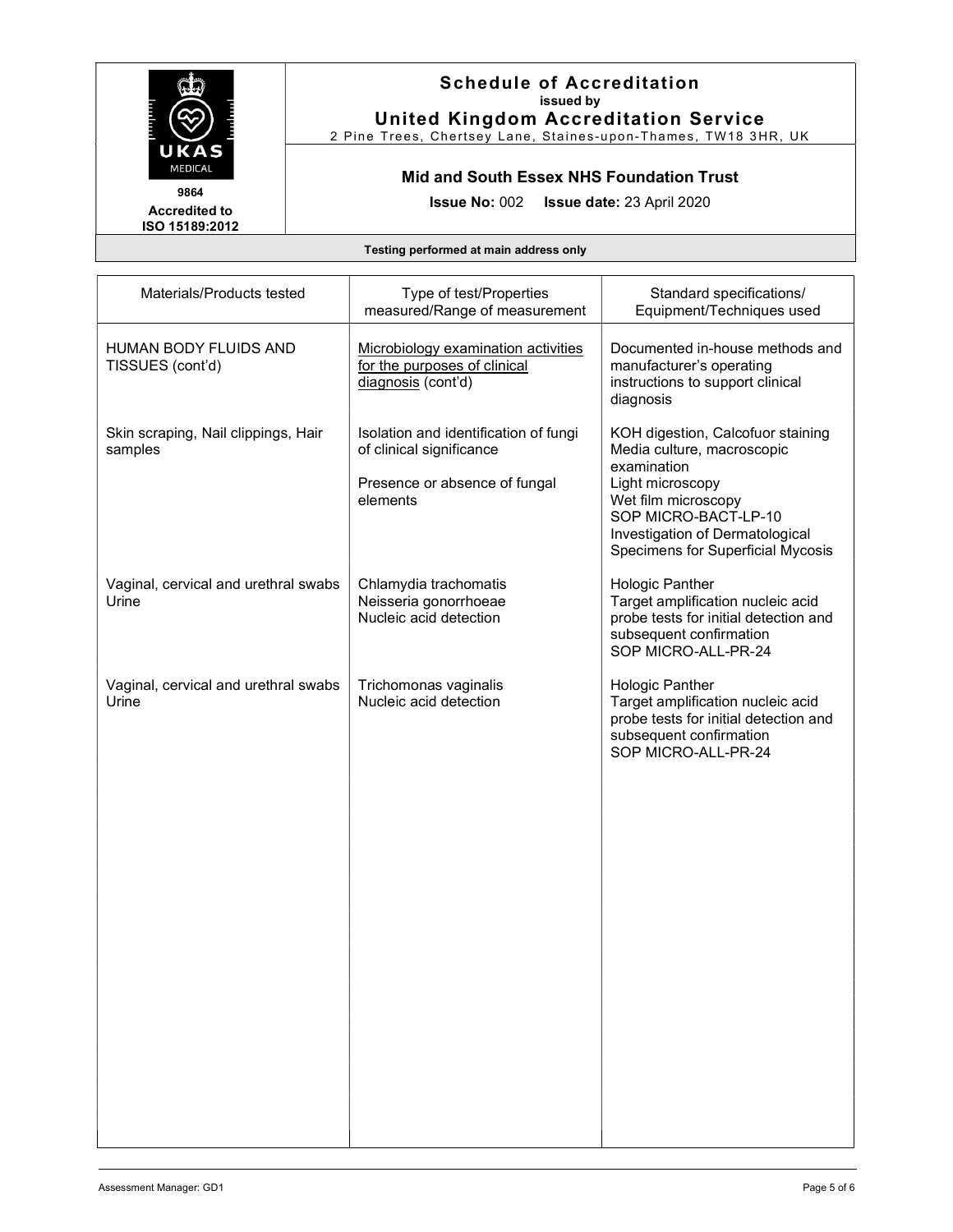# Schedule of Accreditation

issued by

**United Kingdom Accreditation Service**

2 Pine Trees, Chertsey Lane, Staines-upon-Thames, TW18 3HR, UK

9864

**Accredited to ISO 15189:2012**

**Mid and South Essex NHS Foundation Trust**

**Issue No:** 002 **Issue date:** 23 April 2020

**Testing performed at main address only**

| Materials/Products tested | Type of test/Properties measured/Range of measurement | Standard specifications/ Equipment/Techniques used |
|---|---|---|
| HUMAN BODY FLUIDS AND TISSUES (cont'd) | Microbiology examination activities for the purposes of clinical diagnosis (cont'd) | Documented in-house methods and manufacturer's operating instructions to support clinical diagnosis |
| Skin scraping, Nail clippings, Hair samples | Isolation and identification of fungi of clinical significance<br><br>Presence or absence of fungal elements | KOH digestion, Calcofuor staining<br>Media culture, macroscopic examination<br>Light microscopy<br>Wet film microscopy<br>SOP MICRO-BACT-LP-10 Investigation of Dermatological Specimens for Superficial Mycosis |
| Vaginal, cervical and urethral swabs<br>Urine | Chlamydia trachomatis<br>Neisseria gonorrhoeae<br>Nucleic acid detection | Hologic Panther<br>Target amplification nucleic acid probe tests for initial detection and subsequent confirmation<br>SOP MICRO-ALL-PR-24 |
| Vaginal, cervical and urethral swabs<br>Urine | Trichomonas vaginalis<br>Nucleic acid detection | Hologic Panther<br>Target amplification nucleic acid probe tests for initial detection and subsequent confirmation<br>SOP MICRO-ALL-PR-24 |

Assessment Manager: GD1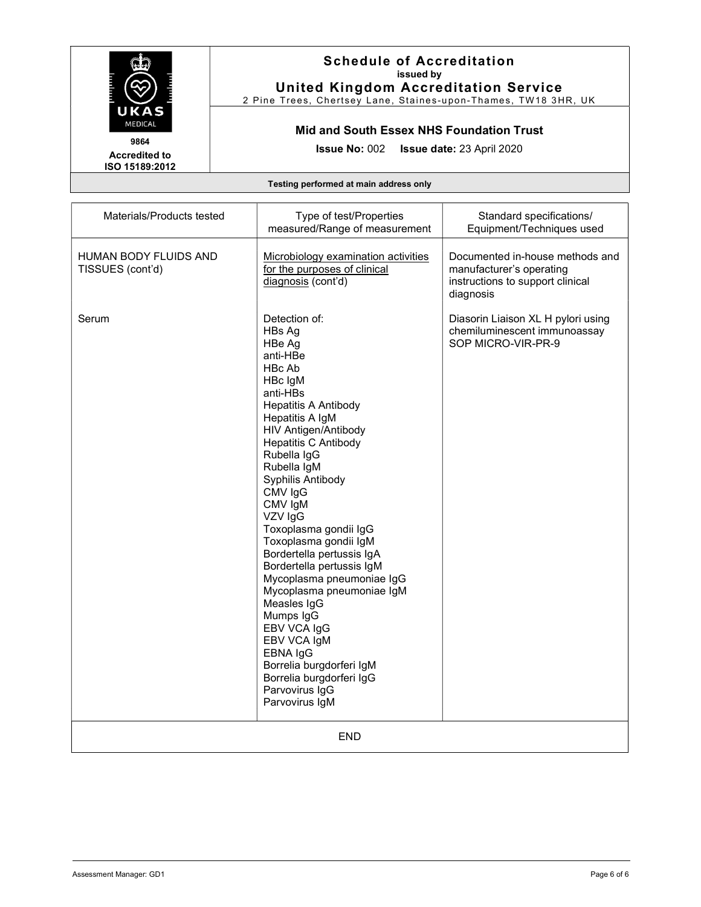# Schedule of Accreditation

issued by

## United Kingdom Accreditation Service

2 Pine Trees, Chertsey Lane, Staines-upon-Thames, TW18 3HR, UK

9864

Accredited to ISO 15189:2012

**Mid and South Essex NHS Foundation Trust**

**Issue No:** 002 **Issue date:** 23 April 2020

**Testing performed at main address only**

| Materials/Products tested | Type of test/Properties measured/Range of measurement | Standard specifications/ Equipment/Techniques used |
|---|---|---|
| HUMAN BODY FLUIDS AND TISSUES (cont'd) | Microbiology examination activities for the purposes of clinical diagnosis (cont'd) | Documented in-house methods and manufacturer's operating instructions to support clinical diagnosis |
| Serum | Detection of:<br>HBs Ag<br>HBe Ag<br>anti-HBe<br>HBc Ab<br>HBc IgM<br>anti-HBs<br>Hepatitis A Antibody<br>Hepatitis A IgM<br>HIV Antigen/Antibody<br>Hepatitis C Antibody<br>Rubella IgG<br>Rubella IgM<br>Syphilis Antibody<br>CMV IgG<br>CMV IgM<br>VZV IgG<br>Toxoplasma gondii IgG<br>Toxoplasma gondii IgM<br>Bordertella pertussis IgA<br>Bordertella pertussis IgM<br>Mycoplasma pneumoniae IgG<br>Mycoplasma pneumoniae IgM<br>Measles IgG<br>Mumps IgG<br>EBV VCA IgG<br>EBV VCA IgM<br>EBNA IgG<br>Borrelia burgdorferi IgM<br>Borrelia burgdorferi IgG<br>Parvovirus IgG<br>Parvovirus IgM | Diasorin Liaison XL H pylori using chemiluminescent immunoassay<br>SOP MICRO-VIR-PR-9 |

END

Assessment Manager: GD1